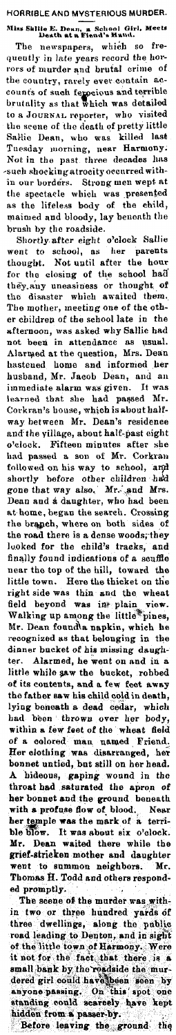# HORRIBLE AND MYSTERIOUS MURDER.

### Miss Sallie E. Dean, a School Girl, Meets Death at a Fiend's Hand.

The newspapers, which so frequently in late years record the horrors of murder and brutal crime of the country, rarely ever contain accounts of such ferocious and terrible brutality as that which was detailed to a JOURNAL reporter, who visited the scene of the death of pretty little Sallie Dean, who was killed last Tuesday morning, near Harmony. Not in the past three decades has such shocking atrocity occurred within our borders. Strong men wept at the spectacle which was presented as the lifeless body of the child, maimed and bloody, lay beneath the brush by the roadside.

Shortly after eight o'clock Sallie went to school, as her parents thought. Not until after the hour for the closing of the school had they any uneasiness or thought of the disaster which awaited them. The mother, meeting one of the other children of the school late in the afternoon, was asked why Sallie had not been in attendance as usual. Alarmed at the question, Mrs. Dean hastened home and informed her husband, Mr. Jacob Dean, and an immediate alarm was given. It was learned that she had passed Mr. Corkran's house, which is about halfway between Mr. Dean's residence and the village, about half-past eight o'clock. Fifteen minutes after she had passed a son of Mr. Corkran followed on his way to school, and shortly before other children had gone that way also. Mr. and Mrs. Dean and a daughter, who had been at home, began the search. Crossing the branch, where on both sides of the road there is a dense woods, they looked for the child's tracks, and finally found indications of a scuffle near the top of the hill, toward the little town. Here the thicket on the right side was thin and the wheat field beyond was in plain view. Walking up among the little pines, Mr. Dean found a napkin, which he recognized as that belonging in the dinner bucket of his missing daughter. Alarmed, he went on and in a little while saw the bucket, robbed of its contents, and a few feet away the father saw his child cold in death, lying beneath a dead cedar, which had been thrown over her body, within a few feet of the wheat field of a colored man named Friend. Her clothing was disarranged, her bonnet untied, but still on her head. A hideous, gaping wound in the throat had saturated the apron of her bonnet and the ground beneath with a profuse flow of blood. Near her temple was the mark of a terrible blow. It was about six o'clock. Mr. Dean waited there while the grief-stricken mother and daughter went to summon neighbors. Mr. Thomas H. Todd and others responded promptly.

The scene of the murder was within two or three hundred yards of three dwellings, along the public road leading to Denton, and in sight of the little town of Harmony. Were it not for the fact that there is a small bank by the roadside the murdered girl could have been seen by anyone passing. On this spot one standing could scarcely have kept hidden from a passer-by.

Before leaving the ground the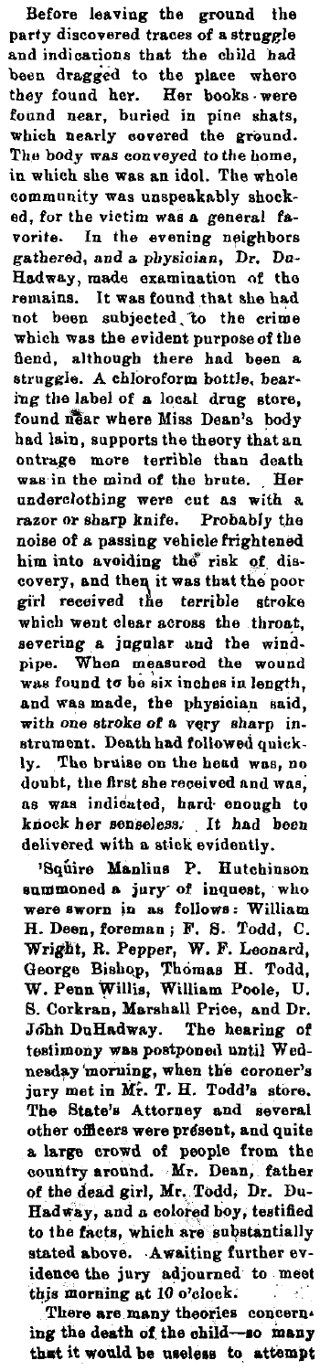Before leaving the ground the party discovered traces of a struggle and indications that the child had been dragged to the place where they found her. Her books were found near, buried in pine shats, which nearly covered the ground. The body was conveyed to the home, in which she was an idol. The whole community was unspeakably shocked, for the victim was a general favorite. In the evening neighbors gathered, and a physician, Dr. DuHadway, made examination of the remains. It was found that she had not been subjected to the crime which was the evident purpose of the fiend, although there had been a struggle. A chloroform bottle, bearing the label of a local drug store, found near where Miss Dean's body had lain, supports the theory that an outrage more terrible than death was in the mind of the brute. Her underclothing were cut as with a razor or sharp knife. Probably the noise of a passing vehicle frightened him into avoiding the risk of discovery, and then it was that the poor girl received the terrible stroke which went clear across the throat, severing a jugular and the windpipe. When measured the wound was found to be six inches in length, and was made, the physician said, with one stroke of a very sharp instrument. Death had followed quickly. The bruise on the head was, no doubt, the first she received and was, as was indicated, hard enough to knock her senseless. It had been delivered with a stick evidently.

'Squire Manlius P. Hutchinson summoned a jury of inquest, who were sworn in as follows: William H. Deen, foreman; F. S. Todd, C. Wright, R. Pepper, W. F. Leonard, George Bishop, Thomas H. Todd, W. Penn Willis, William Poole, U. S. Corkran, Marshall Price, and Dr. John DuHadway. The hearing of testimony was postponed until Wednesday morning, when the coroner's jury met in Mr. T. H. Todd's store. The State's Attorney and several other officers were present, and quite a large crowd of people from the country around. Mr. Dean, father of the dead girl, Mr. Todd, Dr. DuHadway, and a colored boy, testified to the facts, which are substantially stated above. Awaiting further evidence the jury adjourned to meet this morning at 10 o'clock.

There are many theories concerning the death of the child—so many that it would be useless to attempt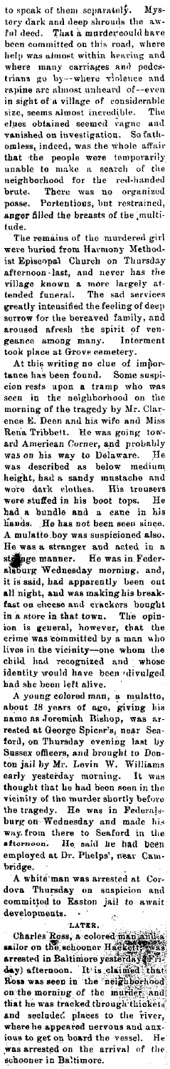to speak of them separately. Mystery dark and deep shrouds the awful deed. That a murder could have been committed on this road, where help was almost within hearing and where many carriages and pedestrians go by—where violence and rapine are almost unheard of—even in sight of a village of considerable size, seems almost incredible. The clues obtained seemed vague and vanished on investigation. So fathomless, indeed, was the whole affair that the people were temporarily unable to make a search of the neighborhood for the red-handed brute. There was no organized posse. Portentious, but restrained, anger filled the breasts of the multitude.

The remains of the murdered girl were buried from Harmony Methodist Episcopal Church on Thursday afternoon last, and never has the village known a more largely attended funeral. The sad services greatly intensified the feeling of deep sorrow for the bereaved family, and aroused afresh the spirit of vengeance among many. Interment took place at Grove cemetery.

At this writing no clue of importance has been found. Some suspicion rests upon a tramp who was seen in the neighborhood on the morning of the tragedy by Mr. Clarence E. Deen and his wife and Miss Rena Tribbett. He was going toward American Corner, and probably was on his way to Delaware. He was described as below medium height, had a sandy mustache and wore dark clothes. His trousers were stuffed in his boot tops. He had a bundle and a cane in his hands. He has not been seen since. A mulatto boy was suspicioned also. He was a stranger and acted in a strange manner. He was in Federalsburg Wednesday morning, and, it is said, had apparently been out all night, and was making his breakfast on cheese and crackers bought in a store in that town. The opinion is general, however, that the crime was committed by a man who lives in the vicinity—one whom the child had recognized and whose identity would have been divulged had she been left alive.

A young colored man, a mulatto, about 18 years of age, giving his name as Jeremiah Bishop, was arrested at George Spicer's, near Seaford, on Thursday evening last by Sussex officers, and brought to Denton jail by Mr. Levin W. Williams early yesterday morning. It was thought that he had been seen in the vicinity of the murder shortly before the tragedy. He was in Federalsburg on Wednesday and made his way from there to Seaford in the afternoon. He said he had been employed at Dr. Phelps', near Cambridge.

A white man was arrested at Cordova Thursday on suspicion and committed to Easton jail to await developments.

LATER.

Charles Ross, a colored man and a sailor on the schooner Hackett, was arrested in Baltimore yesterday (Friday) afternoon. It is claimed that Ross was seen in the neighborhood on the morning of the murder, and that he was tracked through thickets and secluded places to the river, where he appeared nervous and anxious to get on board the vessel. He was arrested on the arrival of the schooner in Baltimore.